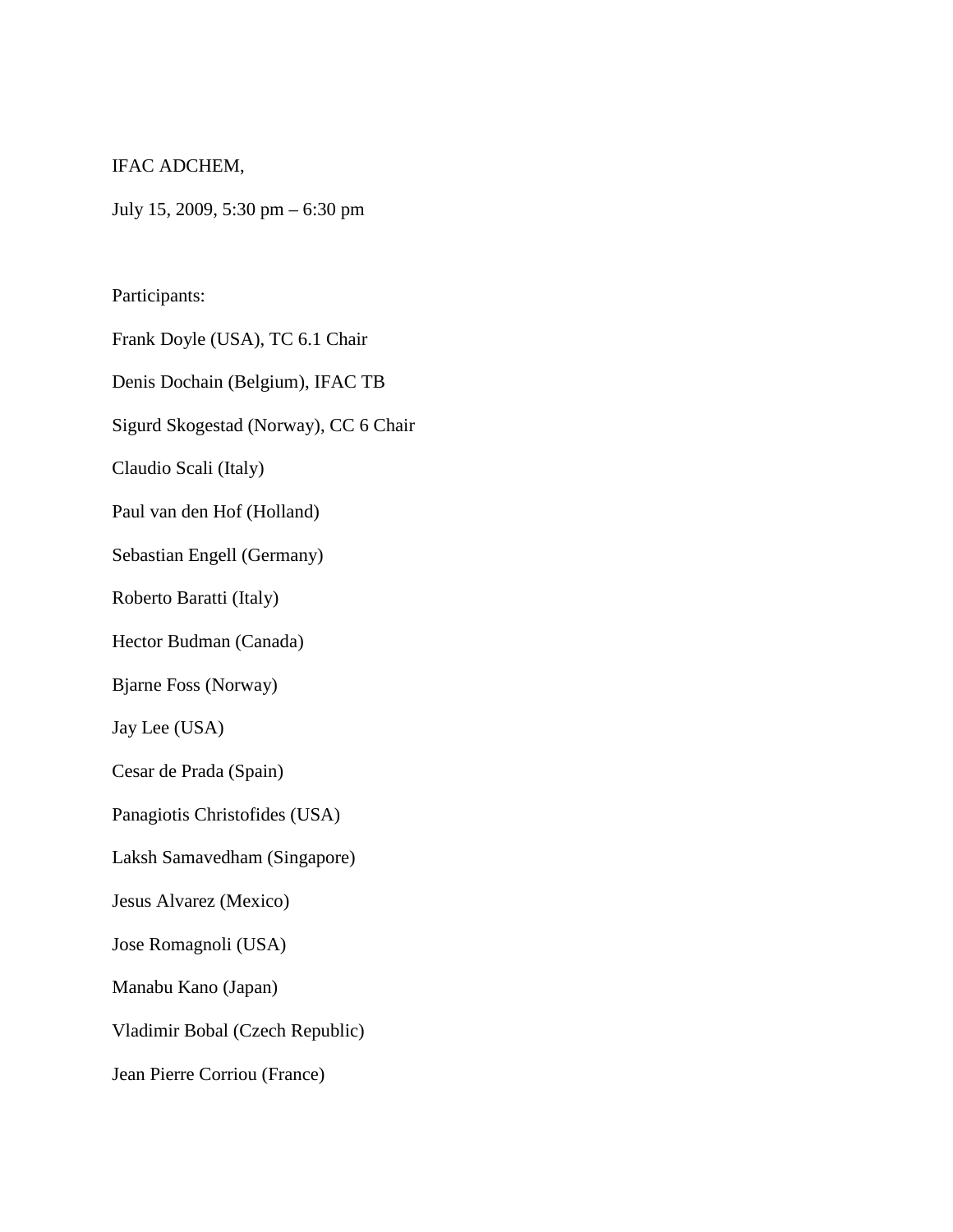IFAC ADCHEM,

July 15, 2009, 5:30 pm – 6:30 pm

Participants:

Frank Doyle (USA), TC 6.1 Chair

Denis Dochain (Belgium), IFAC TB

Sigurd Skogestad (Norway), CC 6 Chair

Claudio Scali (Italy)

Paul van den Hof (Holland)

Sebastian Engell (Germany)

Roberto Baratti (Italy)

Hector Budman (Canada)

Bjarne Foss (Norway)

Jay Lee (USA)

Cesar de Prada (Spain)

Panagiotis Christofides (USA)

Laksh Samavedham (Singapore)

Jesus Alvarez (Mexico)

Jose Romagnoli (USA)

Manabu Kano (Japan)

Vladimir Bobal (Czech Republic)

Jean Pierre Corriou (France)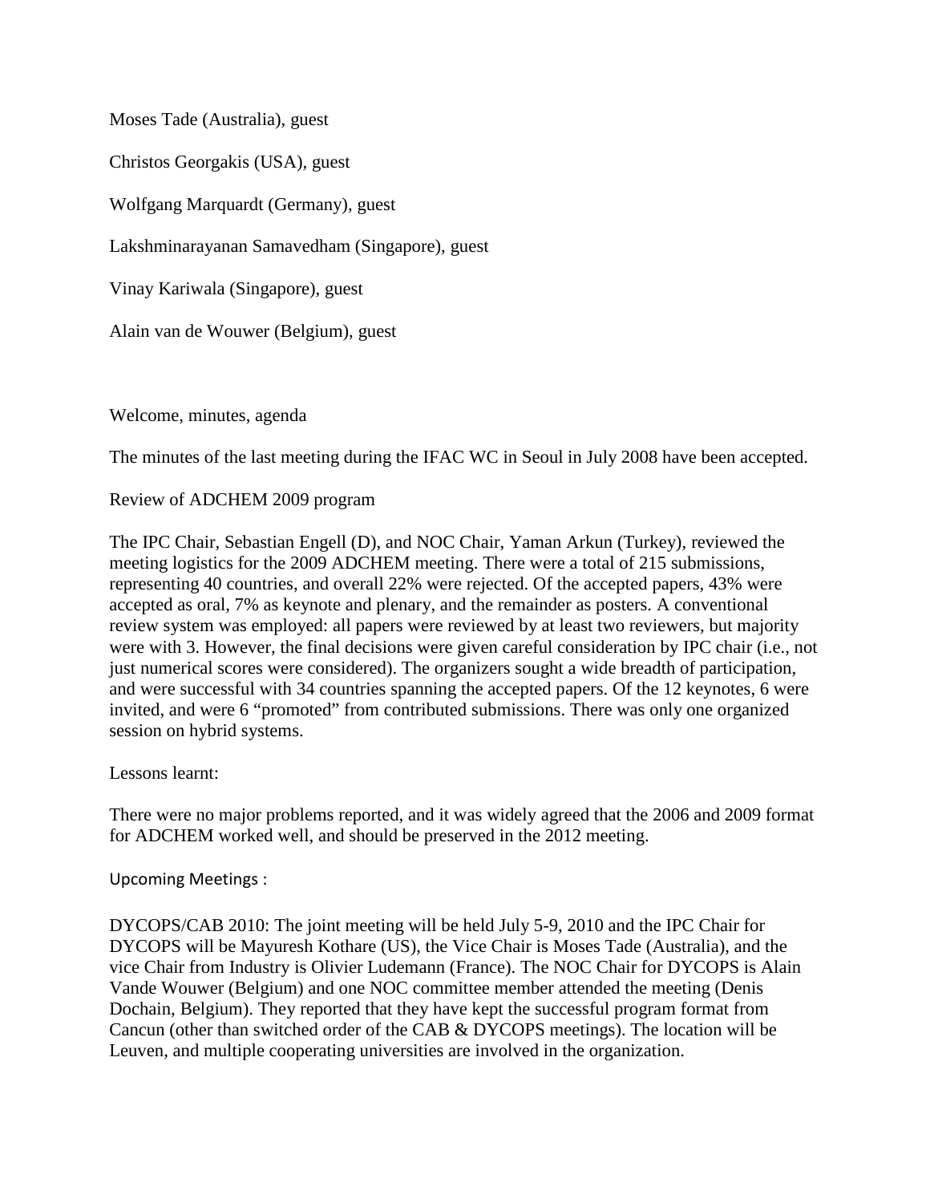Moses Tade (Australia), guest

Christos Georgakis (USA), guest

Wolfgang Marquardt (Germany), guest

Lakshminarayanan Samavedham (Singapore), guest

Vinay Kariwala (Singapore), guest

Alain van de Wouwer (Belgium), guest

Welcome, minutes, agenda

The minutes of the last meeting during the IFAC WC in Seoul in July 2008 have been accepted.

Review of ADCHEM 2009 program

The IPC Chair, Sebastian Engell (D), and NOC Chair, Yaman Arkun (Turkey), reviewed the meeting logistics for the 2009 ADCHEM meeting. There were a total of 215 submissions, representing 40 countries, and overall 22% were rejected. Of the accepted papers, 43% were accepted as oral, 7% as keynote and plenary, and the remainder as posters. A conventional review system was employed: all papers were reviewed by at least two reviewers, but majority were with 3. However, the final decisions were given careful consideration by IPC chair (i.e., not just numerical scores were considered). The organizers sought a wide breadth of participation, and were successful with 34 countries spanning the accepted papers. Of the 12 keynotes, 6 were invited, and were 6 "promoted" from contributed submissions. There was only one organized session on hybrid systems.

Lessons learnt:

There were no major problems reported, and it was widely agreed that the 2006 and 2009 format for ADCHEM worked well, and should be preserved in the 2012 meeting.

Upcoming Meetings :

DYCOPS/CAB 2010: The joint meeting will be held July 5-9, 2010 and the IPC Chair for DYCOPS will be Mayuresh Kothare (US), the Vice Chair is Moses Tade (Australia), and the vice Chair from Industry is Olivier Ludemann (France). The NOC Chair for DYCOPS is Alain Vande Wouwer (Belgium) and one NOC committee member attended the meeting (Denis Dochain, Belgium). They reported that they have kept the successful program format from Cancun (other than switched order of the CAB & DYCOPS meetings). The location will be Leuven, and multiple cooperating universities are involved in the organization.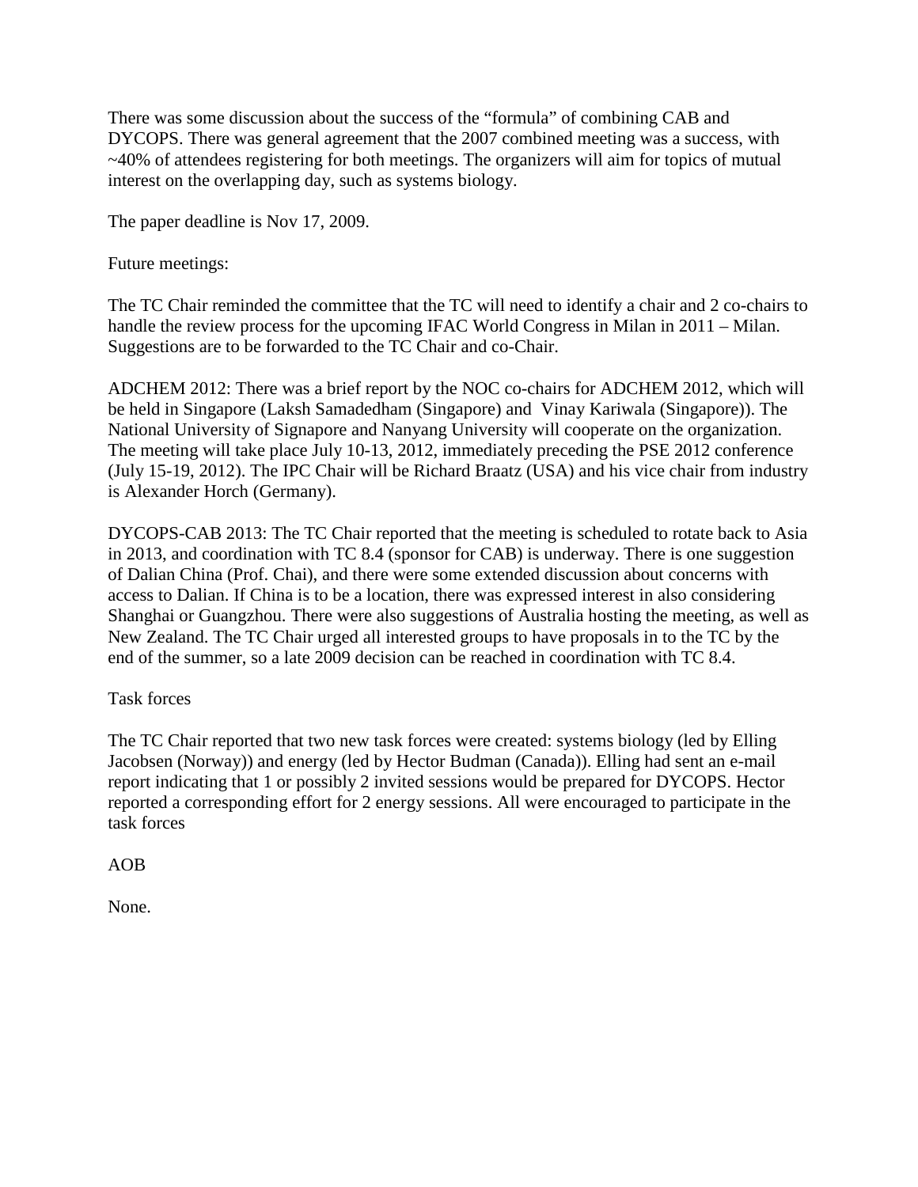There was some discussion about the success of the “formula” of combining CAB and DYCOPS. There was general agreement that the 2007 combined meeting was a success, with ~40% of attendees registering for both meetings. The organizers will aim for topics of mutual interest on the overlapping day, such as systems biology.

The paper deadline is Nov 17, 2009.

Future meetings:

The TC Chair reminded the committee that the TC will need to identify a chair and 2 co-chairs to handle the review process for the upcoming IFAC World Congress in Milan in 2011 – Milan. Suggestions are to be forwarded to the TC Chair and co-Chair.

ADCHEM 2012: There was a brief report by the NOC co-chairs for ADCHEM 2012, which will be held in Singapore (Laksh Samadedham (Singapore) and Vinay Kariwala (Singapore)). The National University of Signapore and Nanyang University will cooperate on the organization. The meeting will take place July 10-13, 2012, immediately preceding the PSE 2012 conference (July 15-19, 2012). The IPC Chair will be Richard Braatz (USA) and his vice chair from industry is Alexander Horch (Germany).

DYCOPS-CAB 2013: The TC Chair reported that the meeting is scheduled to rotate back to Asia in 2013, and coordination with TC 8.4 (sponsor for CAB) is underway. There is one suggestion of Dalian China (Prof. Chai), and there were some extended discussion about concerns with access to Dalian. If China is to be a location, there was expressed interest in also considering Shanghai or Guangzhou. There were also suggestions of Australia hosting the meeting, as well as New Zealand. The TC Chair urged all interested groups to have proposals in to the TC by the end of the summer, so a late 2009 decision can be reached in coordination with TC 8.4.

Task forces

The TC Chair reported that two new task forces were created: systems biology (led by Elling Jacobsen (Norway)) and energy (led by Hector Budman (Canada)). Elling had sent an e-mail report indicating that 1 or possibly 2 invited sessions would be prepared for DYCOPS. Hector reported a corresponding effort for 2 energy sessions. All were encouraged to participate in the task forces

AOB

None.